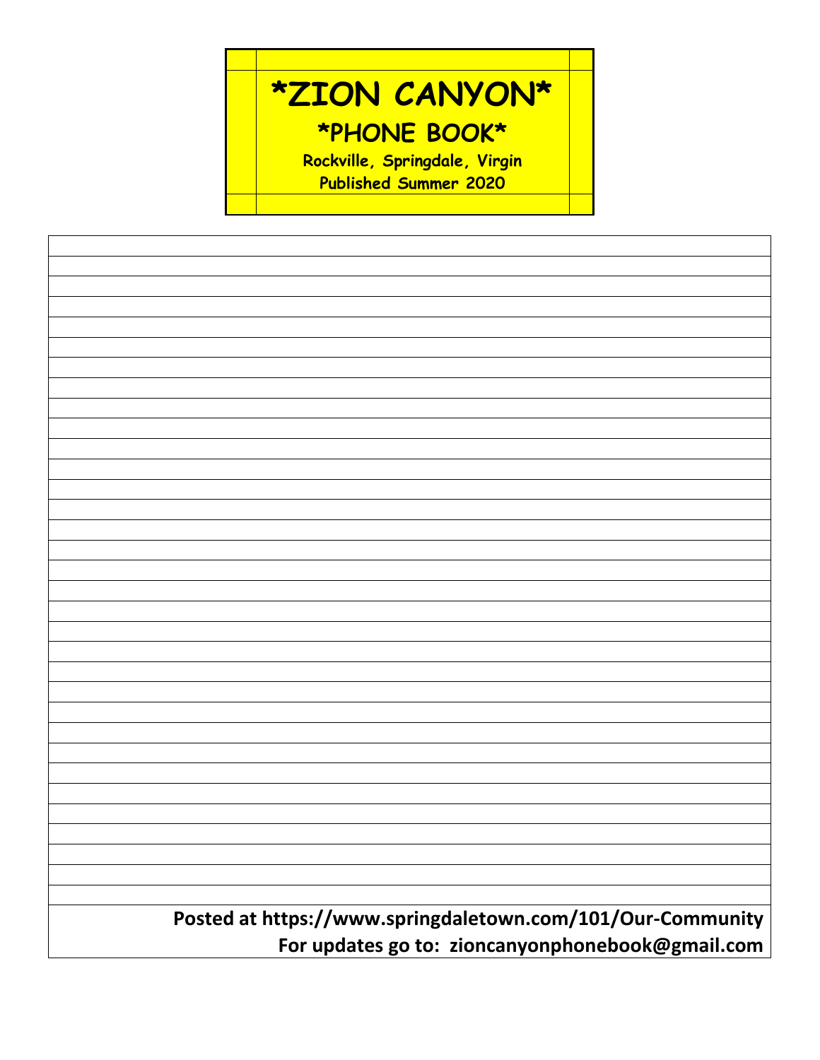# *ZION CANYON*

## *PHONE BOOK*

**Rockville, Springdale, Virgin**

**Published Summer 2020**

**Posted at https://www.springdaletown.com/101/Our-Community**

**For updates go to: zioncanyonphonebook@gmail.com**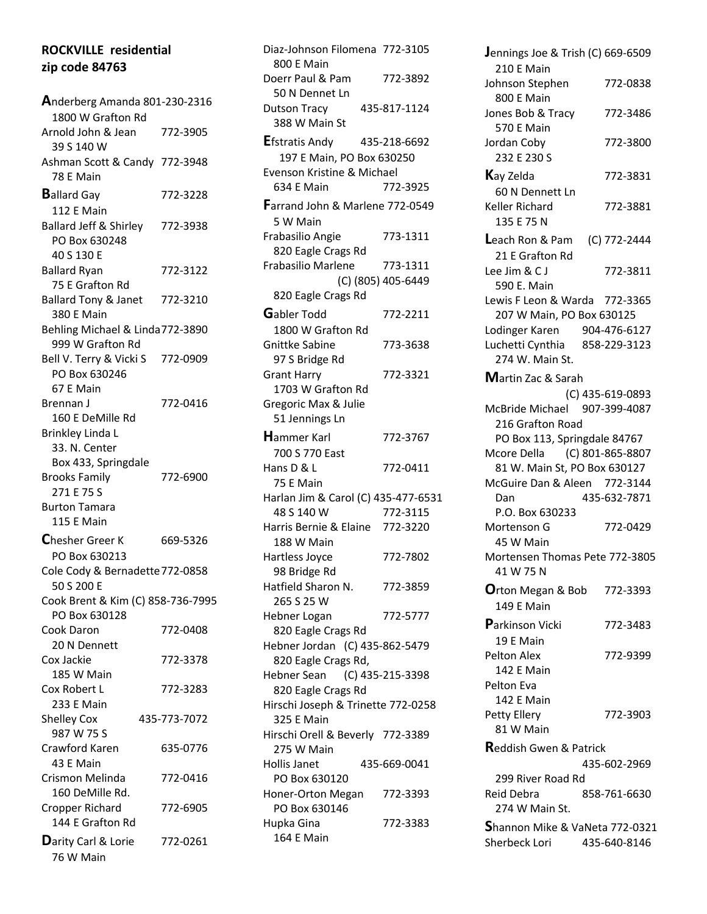**ROCKVILLE residential**
**zip code 84763**

**A**nderberg Amanda 801-230-2316
1800 W Grafton Rd
Arnold John & Jean 772-3905
39 S 140 W
Ashman Scott & Candy 772-3948
78 E Main

**B**allard Gay 772-3228
112 E Main
Ballard Jeff & Shirley 772-3938
PO Box 630248
40 S 130 E
Ballard Ryan 772-3122
75 E Grafton Rd
Ballard Tony & Janet 772-3210
380 E Main
Behling Michael & Linda 772-3890
999 W Grafton Rd
Bell V. Terry & Vicki S 772-0909
PO Box 630246
67 E Main
Brennan J 772-0416
160 E DeMille Rd
Brinkley Linda L
33. N. Center
Box 433, Springdale
Brooks Family 772-6900
271 E 75 S
Burton Tamara
115 E Main

**C**hesher Greer K 669-5326
PO Box 630213
Cole Cody & Bernadette 772-0858
50 S 200 E
Cook Brent & Kim (C) 858-736-7995
PO Box 630128
Cook Daron 772-0408
20 N Dennett
Cox Jackie 772-3378
185 W Main
Cox Robert L 772-3283
233 E Main
Shelley Cox 435-773-7072
987 W 75 S
Crawford Karen 635-0776
43 E Main
Crismon Melinda 772-0416
160 DeMille Rd.
Cropper Richard 772-6905
144 E Grafton Rd

**D**arity Carl & Lorie 772-0261
76 W Main
Diaz-Johnson Filomena 772-3105
800 E Main
Doerr Paul & Pam 772-3892
50 N Dennet Ln
Dutson Tracy 435-817-1124
388 W Main St

**E**fstratis Andy 435-218-6692
197 E Main, PO Box 630250
Evenson Kristine & Michael
634 E Main 772-3925

**F**arrand John & Marlene 772-0549
5 W Main
Frabasilio Angie 773-1311
820 Eagle Crags Rd
Frabasilio Marlene 773-1311
(C) (805) 405-6449
820 Eagle Crags Rd

**G**abler Todd 772-2211
1800 W Grafton Rd
Gnittke Sabine 773-3638
97 S Bridge Rd
Grant Harry 772-3321
1703 W Grafton Rd
Gregoric Max & Julie
51 Jennings Ln

**H**ammer Karl 772-3767
700 S 770 East
Hans D & L 772-0411
75 E Main
Harlan Jim & Carol (C) 435-477-6531
48 S 140 W 772-3115
Harris Bernie & Elaine 772-3220
188 W Main
Hartless Joyce 772-7802
98 Bridge Rd
Hatfield Sharon N. 772-3859
265 S 25 W
Hebner Logan 772-5777
820 Eagle Crags Rd
Hebner Jordan (C) 435-862-5479
820 Eagle Crags Rd,
Hebner Sean (C) 435-215-3398
820 Eagle Crags Rd
Hirschi Joseph & Trinette 772-0258
325 E Main
Hirschi Orell & Beverly 772-3389
275 W Main
Hollis Janet 435-669-0041
PO Box 630120
Honer-Orton Megan 772-3393
PO Box 630146
Hupka Gina 772-3383
164 E Main

**J**ennings Joe & Trish (C) 669-6509
210 E Main
Johnson Stephen 772-0838
800 E Main
Jones Bob & Tracy 772-3486
570 E Main
Jordan Coby 772-3800
232 E 230 S

**K**ay Zelda 772-3831
60 N Dennett Ln
Keller Richard 772-3881
135 E 75 N

**L**each Ron & Pam (C) 772-2444
21 E Grafton Rd
Lee Jim & C J 772-3811
590 E. Main
Lewis F Leon & Warda 772-3365
207 W Main, PO Box 630125
Lodinger Karen 904-476-6127
Luchetti Cynthia 858-229-3123
274 W. Main St.

**M**artin Zac & Sarah
(C) 435-619-0893
McBride Michael 907-399-4087
216 Grafton Road
PO Box 113, Springdale 84767
Mcore Della (C) 801-865-8807
81 W. Main St, PO Box 630127
McGuire Dan & Aleen 772-3144
Dan 435-632-7871
P.O. Box 630233
Mortenson G 772-0429
45 W Main
Mortensen Thomas Pete 772-3805
41 W 75 N

**O**rton Megan & Bob 772-3393
149 E Main

**P**arkinson Vicki 772-3483
19 E Main
Pelton Alex 772-9399
142 E Main
Pelton Eva
142 E Main
Petty Ellery 772-3903
81 W Main

**R**eddish Gwen & Patrick
435-602-2969
299 River Road Rd
Reid Debra 858-761-6630
274 W Main St.

**S**hannon Mike & VaNeta 772-0321
Sherbeck Lori 435-640-8146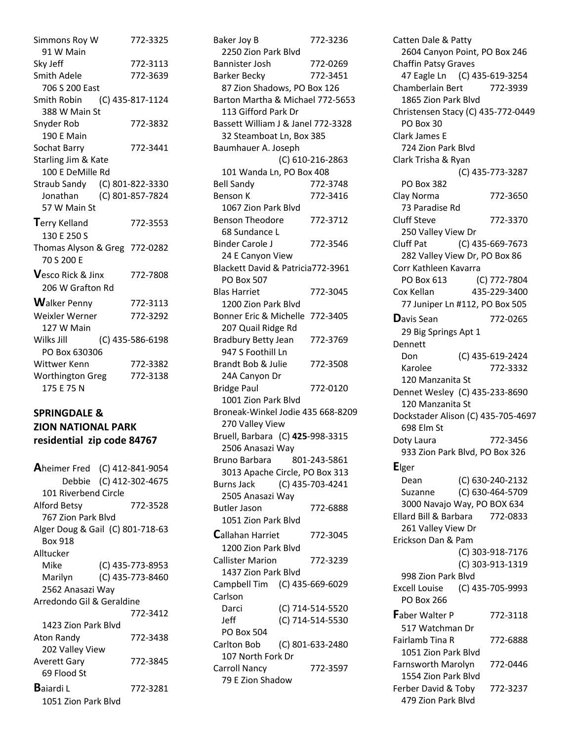Simmons Roy W 772-3325
91 W Main

Sky Jeff 772-3113

Smith Adele 772-3639
706 S 200 East

Smith Robin (C) 435-817-1124
388 W Main St

Snyder Rob 772-3832
190 E Main

Sochat Barry 772-3441

Starling Jim & Kate
100 E DeMille Rd

Straub Sandy (C) 801-822-3330
Jonathan (C) 801-857-7824
57 W Main St

**T**erry Kelland 772-3553
130 E 250 S

Thomas Alyson & Greg 772-0282
70 S 200 E

**V**esco Rick & Jinx 772-7808
206 W Grafton Rd

**W**alker Penny 772-3113

Weixler Werner 772-3292
127 W Main

Wilks Jill (C) 435-586-6198
PO Box 630306

Wittwer Kenn 772-3382

Worthington Greg 772-3138
175 E 75 N

## SPRINGDALE & ZION NATIONAL PARK residential zip code 84767

**A**heimer Fred (C) 412-841-9054
Debbie (C) 412-302-4675
101 Riverbend Circle

Alford Betsy 772-3528
767 Zion Park Blvd

Alger Doug & Gail (C) 801-718-63
Box 918

Alltucker
Mike (C) 435-773-8953
Marilyn (C) 435-773-8460
2562 Anasazi Way

Arredondo Gil & Geraldine 772-3412
1423 Zion Park Blvd

Aton Randy 772-3438
202 Valley View

Averett Gary 772-3845
69 Flood St

**B**aiardi L 772-3281
1051 Zion Park Blvd

Baker Joy B 772-3236
2250 Zion Park Blvd

Bannister Josh 772-0269

Barker Becky 772-3451
87 Zion Shadows, PO Box 126

Barton Martha & Michael 772-5653
113 Gifford Park Dr

Bassett William J & Janel 772-3328
32 Steamboat Ln, Box 385

Baumhauer A. Joseph (C) 610-216-2863
101 Wanda Ln, PO Box 408

Bell Sandy 772-3748

Benson K 772-3416
1067 Zion Park Blvd

Benson Theodore 772-3712
68 Sundance L

Binder Carole J 772-3546
24 E Canyon View

Blackett David & Patricia772-3961
PO Box 507

Blas Harriet 772-3045
1200 Zion Park Blvd

Bonner Eric & Michelle 772-3405
207 Quail Ridge Rd

Bradbury Betty Jean 772-3769
947 S Foothill Ln

Brandt Bob & Julie 772-3508
24A Canyon Dr

Bridge Paul 772-0120
1001 Zion Park Blvd

Broneak-Winkel Jodie 435 668-8209
270 Valley View

Bruell, Barbara (C) **425**-998-3315
2506 Anasazi Way

Bruno Barbara 801-243-5861
3013 Apache Circle, PO Box 313

Burns Jack (C) 435-703-4241
2505 Anasazi Way

Butler Jason 772-6888
1051 Zion Park Blvd

**C**allahan Harriet 772-3045
1200 Zion Park Blvd

Callister Marion 772-3239
1437 Zion Park Blvd

Campbell Tim (C) 435-669-6029

Carlson
Darci (C) 714-514-5520
Jeff (C) 714-514-5530
PO Box 504

Carlton Bob (C) 801-633-2480
107 North Fork Dr

Carroll Nancy 772-3597
79 E Zion Shadow

Catten Dale & Patty
2604 Canyon Point, PO Box 246

Chaffin Patsy Graves
47 Eagle Ln (C) 435-619-3254

Chamberlain Bert 772-3939
1865 Zion Park Blvd

Christensen Stacy (C) 435-772-0449
PO Box 30

Clark James E
724 Zion Park Blvd

Clark Trisha & Ryan (C) 435-773-3287
PO Box 382

Clay Norma 772-3650
73 Paradise Rd

Cluff Steve 772-3370
250 Valley View Dr

Cluff Pat (C) 435-669-7673
282 Valley View Dr, PO Box 86

Corr Kathleen Kavarra
PO Box 613 (C) 772-7804

Cox Kellan 435-229-3400
77 Juniper Ln #112, PO Box 505

**D**avis Sean 772-0265
29 Big Springs Apt 1

Dennett
Don (C) 435-619-2424
Karolee 772-3332
120 Manzanita St

Dennet Wesley (C) 435-233-8690
120 Manzanita St

Dockstader Alison (C) 435-705-4697
698 Elm St

Doty Laura 772-3456
933 Zion Park Blvd, PO Box 326

**E**lger
Dean (C) 630-240-2132
Suzanne (C) 630-464-5709
3000 Navajo Way, PO BOX 634

Ellard Bill & Barbara 772-0833
261 Valley View Dr

Erickson Dan & Pam
(C) 303-918-7176
(C) 303-913-1319
998 Zion Park Blvd

Excell Louise (C) 435-705-9993
PO Box 266

**F**aber Walter P 772-3118
517 Watchman Dr

Fairlamb Tina R 772-6888
1051 Zion Park Blvd

Farnsworth Marolyn 772-0446
1554 Zion Park Blvd

Ferber David & Toby 772-3237
479 Zion Park Blvd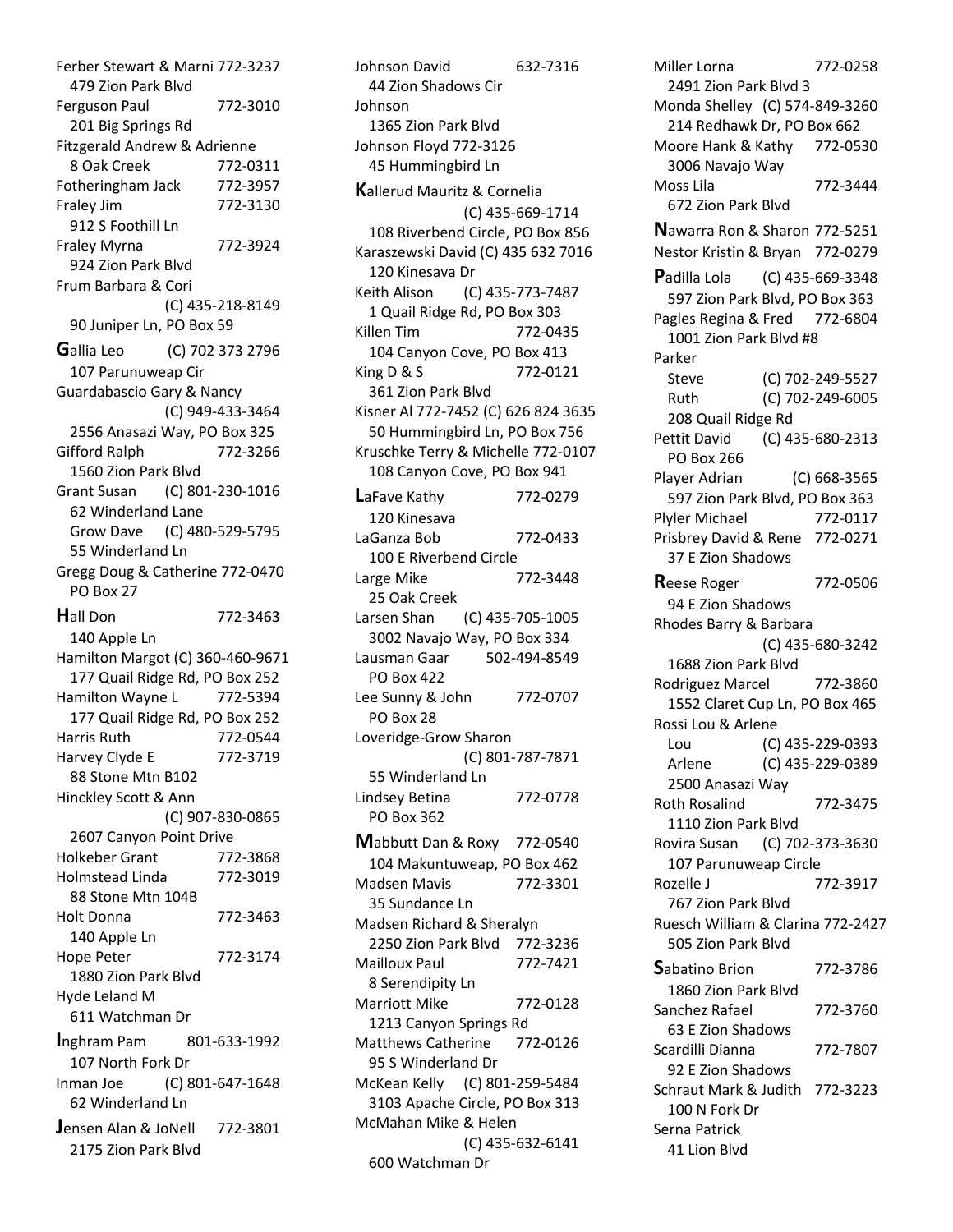Ferber Stewart & Marni 772-3237
479 Zion Park Blvd
Ferguson Paul 772-3010
201 Big Springs Rd
Fitzgerald Andrew & Adrienne
8 Oak Creek 772-0311
Fotheringham Jack 772-3957
Fraley Jim 772-3130
912 S Foothill Ln
Fraley Myrna 772-3924
924 Zion Park Blvd
Frum Barbara & Cori
(C) 435-218-8149
90 Juniper Ln, PO Box 59

**G**allia Leo (C) 702 373 2796
107 Parunuweap Cir
Guardabascio Gary & Nancy
(C) 949-433-3464
2556 Anasazi Way, PO Box 325
Gifford Ralph 772-3266
1560 Zion Park Blvd
Grant Susan (C) 801-230-1016
62 Winderland Lane
Grow Dave (C) 480-529-5795
55 Winderland Ln
Gregg Doug & Catherine 772-0470
PO Box 27

**H**all Don 772-3463
140 Apple Ln
Hamilton Margot (C) 360-460-9671
177 Quail Ridge Rd, PO Box 252
Hamilton Wayne L 772-5394
177 Quail Ridge Rd, PO Box 252
Harris Ruth 772-0544
Harvey Clyde E 772-3719
88 Stone Mtn B102
Hinckley Scott & Ann
(C) 907-830-0865
2607 Canyon Point Drive
Holkeber Grant 772-3868
Holmstead Linda 772-3019
88 Stone Mtn 104B
Holt Donna 772-3463
140 Apple Ln
Hope Peter 772-3174
1880 Zion Park Blvd
Hyde Leland M
611 Watchman Dr

**I**ngham Pam 801-633-1992
107 North Fork Dr
Inman Joe (C) 801-647-1648
62 Winderland Ln

**J**ensen Alan & JoNell 772-3801
2175 Zion Park Blvd
Johnson David 632-7316
44 Zion Shadows Cir
Johnson
1365 Zion Park Blvd
Johnson Floyd 772-3126
45 Hummingbird Ln

**K**allerud Mauritz & Cornelia
(C) 435-669-1714
108 Riverbend Circle, PO Box 856
Karaszewski David (C) 435 632 7016
120 Kinesava Dr
Keith Alison (C) 435-773-7487
1 Quail Ridge Rd, PO Box 303
Killen Tim 772-0435
104 Canyon Cove, PO Box 413
King D & S 772-0121
361 Zion Park Blvd
Kisner Al 772-7452 (C) 626 824 3635
50 Hummingbird Ln, PO Box 756
Kruschke Terry & Michelle 772-0107
108 Canyon Cove, PO Box 941

**L**aFave Kathy 772-0279
120 Kinesava
LaGanza Bob 772-0433
100 E Riverbend Circle
Large Mike 772-3448
25 Oak Creek
Larsen Shan (C) 435-705-1005
3002 Navajo Way, PO Box 334
Lausman Gaar 502-494-8549
PO Box 422
Lee Sunny & John 772-0707
PO Box 28
Loveridge-Grow Sharon
(C) 801-787-7871
55 Winderland Ln
Lindsey Betina 772-0778
PO Box 362

**M**abbutt Dan & Roxy 772-0540
104 Makuntuweap, PO Box 462
Madsen Mavis 772-3301
35 Sundance Ln
Madsen Richard & Sheralyn
2250 Zion Park Blvd 772-3236
Mailloux Paul 772-7421
8 Serendipity Ln
Marriott Mike 772-0128
1213 Canyon Springs Rd
Matthews Catherine 772-0126
95 S Winderland Dr
McKean Kelly (C) 801-259-5484
3103 Apache Circle, PO Box 313
McMahan Mike & Helen
(C) 435-632-6141
600 Watchman Dr
Miller Lorna 772-0258
2491 Zion Park Blvd 3
Monda Shelley (C) 574-849-3260
214 Redhawk Dr, PO Box 662
Moore Hank & Kathy 772-0530
3006 Navajo Way
Moss Lila 772-3444
672 Zion Park Blvd

**N**awarra Ron & Sharon 772-5251
Nestor Kristin & Bryan 772-0279

**P**adilla Lola (C) 435-669-3348
597 Zion Park Blvd, PO Box 363
Pagles Regina & Fred 772-6804
1001 Zion Park Blvd #8
Parker
Steve (C) 702-249-5527
Ruth (C) 702-249-6005
208 Quail Ridge Rd
Pettit David (C) 435-680-2313
PO Box 266
Player Adrian (C) 668-3565
597 Zion Park Blvd, PO Box 363
Plyler Michael 772-0117
Prisbrey David & Rene 772-0271
37 E Zion Shadows

**R**eese Roger 772-0506
94 E Zion Shadows
Rhodes Barry & Barbara
(C) 435-680-3242
1688 Zion Park Blvd
Rodriguez Marcel 772-3860
1552 Claret Cup Ln, PO Box 465
Rossi Lou & Arlene
Lou (C) 435-229-0393
Arlene (C) 435-229-0389
2500 Anasazi Way
Roth Rosalind 772-3475
1110 Zion Park Blvd
Rovira Susan (C) 702-373-3630
107 Parunuweap Circle
Rozelle J 772-3917
767 Zion Park Blvd
Ruesch William & Clarina 772-2427
505 Zion Park Blvd

**S**abatino Brion 772-3786
1860 Zion Park Blvd
Sanchez Rafael 772-3760
63 E Zion Shadows
Scardilli Dianna 772-7807
92 E Zion Shadows
Schraut Mark & Judith 772-3223
100 N Fork Dr
Serna Patrick
41 Lion Blvd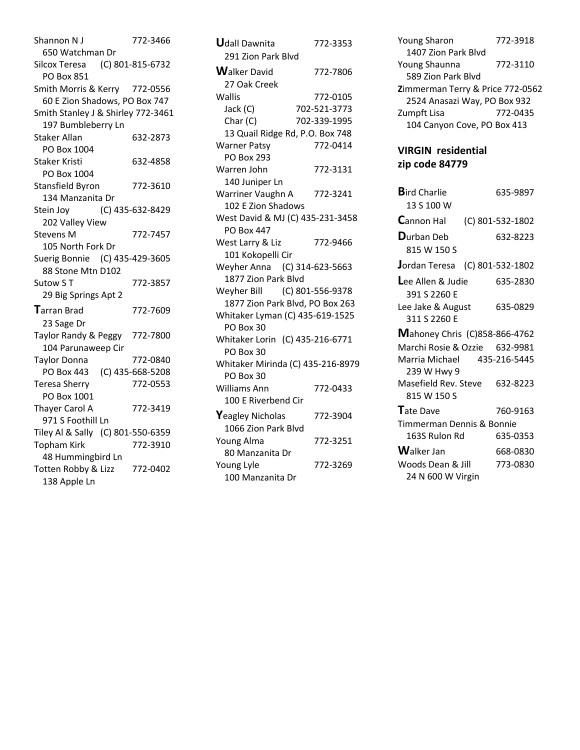Shannon N J 772-3466
650 Watchman Dr

Silcox Teresa (C) 801-815-6732
PO Box 851

Smith Morris & Kerry 772-0556
60 E Zion Shadows, PO Box 747

Smith Stanley J & Shirley 772-3461
197 Bumbleberry Ln

Staker Allan 632-2873
PO Box 1004

Staker Kristi 632-4858
PO Box 1004

Stansfield Byron 772-3610
134 Manzanita Dr

Stein Joy (C) 435-632-8429
202 Valley View

Stevens M 772-7457
105 North Fork Dr

Suerig Bonnie (C) 435-429-3605
88 Stone Mtn D102

Sutow S T 772-3857
29 Big Springs Apt 2

**T**arran Brad 772-7609
23 Sage Dr

Taylor Randy & Peggy 772-7800
104 Parunaweep Cir

Taylor Donna 772-0840
PO Box 443 (C) 435-668-5208

Teresa Sherry 772-0553
PO Box 1001

Thayer Carol A 772-3419
971 S Foothill Ln

Tiley Al & Sally (C) 801-550-6359

Topham Kirk 772-3910
48 Hummingbird Ln

Totten Robby & Lizz 772-0402
138 Apple Ln

**U**dall Dawnita 772-3353
291 Zion Park Blvd

**W**alker David 772-7806
27 Oak Creek

Wallis 772-0105
Jack (C) 702-521-3773
Char (C) 702-339-1995
13 Quail Ridge Rd, P.O. Box 748

Warner Patsy 772-0414
PO Box 293

Warren John 772-3131
140 Juniper Ln

Warriner Vaughn A 772-3241
102 E Zion Shadows

West David & MJ (C) 435-231-3458
PO Box 447

West Larry & Liz 772-9466
101 Kokopelli Cir

Weyher Anna (C) 314-623-5663
1877 Zion Park Blvd

Weyher Bill (C) 801-556-9378
1877 Zion Park Blvd, PO Box 263

Whitaker Lyman (C) 435-619-1525
PO Box 30

Whitaker Lorin (C) 435-216-6771
PO Box 30

Whitaker Mirinda (C) 435-216-8979
PO Box 30

Williams Ann 772-0433
100 E Riverbend Cir

**Y**eagley Nicholas 772-3904
1066 Zion Park Blvd

Young Alma 772-3251
80 Manzanita Dr

Young Lyle 772-3269
100 Manzanita Dr

Young Sharon 772-3918
1407 Zion Park Blvd

Young Shaunna 772-3110
589 Zion Park Blvd

**Z**immerman Terry & Price 772-0562
2524 Anasazi Way, PO Box 932

Zumpft Lisa 772-0435
104 Canyon Cove, PO Box 413

## VIRGIN residential zip code 84779

**B**ird Charlie 635-9897
13 S 100 W

**C**annon Hal (C) 801-532-1802

**D**urban Deb 632-8223
815 W 150 S

**J**ordan Teresa (C) 801-532-1802

**L**ee Allen & Judie 635-2830
391 S 2260 E

Lee Jake & August 635-0829
311 S 2260 E

**M**ahoney Chris (C)858-866-4762

Marchi Rosie & Ozzie 632-9981

Marria Michael 435-216-5445
239 W Hwy 9

Masefield Rev. Steve 632-8223
815 W 150 S

**T**ate Dave 760-9163

Timmerman Dennis & Bonnie
163S Rulon Rd 635-0353

**W**alker Jan 668-0830

Woods Dean & Jill 773-0830
24 N 600 W Virgin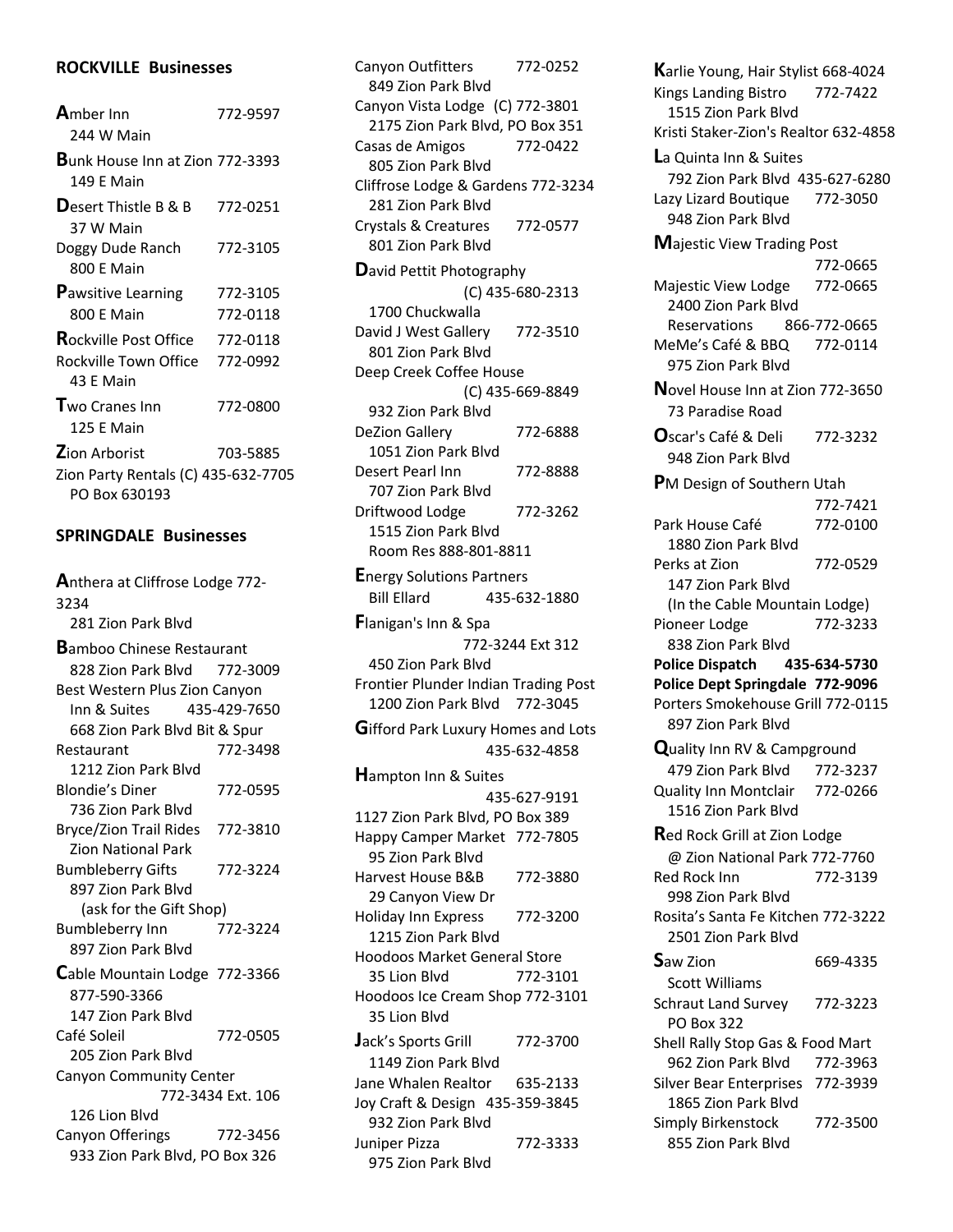## ROCKVILLE Businesses

**A**mber Inn 772-9597
244 W Main

**B**unk House Inn at Zion 772-3393
149 E Main

**D**esert Thistle B & B 772-0251
37 W Main

Doggy Dude Ranch 772-3105
800 E Main

**P**awsitive Learning 772-3105
800 E Main 772-0118

**R**ockville Post Office 772-0118

Rockville Town Office 772-0992
43 E Main

**T**wo Cranes Inn 772-0800
125 E Main

**Z**ion Arborist 703-5885

Zion Party Rentals (C) 435-632-7705
PO Box 630193

## SPRINGDALE Businesses

**A**nthera at Cliffrose Lodge 772-3234
281 Zion Park Blvd

**B**amboo Chinese Restaurant
828 Zion Park Blvd 772-3009

Best Western Plus Zion Canyon Inn & Suites 435-429-7650
668 Zion Park Blvd Bit & Spur

Restaurant 772-3498
1212 Zion Park Blvd

Blondie's Diner 772-0595
736 Zion Park Blvd

Bryce/Zion Trail Rides 772-3810
Zion National Park

Bumbleberry Gifts 772-3224
897 Zion Park Blvd
(ask for the Gift Shop)

Bumbleberry Inn 772-3224
897 Zion Park Blvd

**C**able Mountain Lodge 772-3366
877-590-3366
147 Zion Park Blvd

Café Soleil 772-0505
205 Zion Park Blvd

Canyon Community Center
772-3434 Ext. 106
126 Lion Blvd

Canyon Offerings 772-3456
933 Zion Park Blvd, PO Box 326

Canyon Outfitters 772-0252
849 Zion Park Blvd

Canyon Vista Lodge (C) 772-3801
2175 Zion Park Blvd, PO Box 351

Casas de Amigos 772-0422
805 Zion Park Blvd

Cliffrose Lodge & Gardens 772-3234
281 Zion Park Blvd

Crystals & Creatures 772-0577
801 Zion Park Blvd

**D**avid Pettit Photography
(C) 435-680-2313
1700 Chuckwalla

David J West Gallery 772-3510
801 Zion Park Blvd

Deep Creek Coffee House
(C) 435-669-8849
932 Zion Park Blvd

DeZion Gallery 772-6888
1051 Zion Park Blvd

Desert Pearl Inn 772-8888
707 Zion Park Blvd

Driftwood Lodge 772-3262
1515 Zion Park Blvd
Room Res 888-801-8811

**E**nergy Solutions Partners
Bill Ellard 435-632-1880

**F**lanigan's Inn & Spa
772-3244 Ext 312
450 Zion Park Blvd

Frontier Plunder Indian Trading Post
1200 Zion Park Blvd 772-3045

**G**ifford Park Luxury Homes and Lots
435-632-4858

**H**ampton Inn & Suites
435-627-9191
1127 Zion Park Blvd, PO Box 389

Happy Camper Market 772-7805
95 Zion Park Blvd

Harvest House B&B 772-3880
29 Canyon View Dr

Holiday Inn Express 772-3200
1215 Zion Park Blvd

Hoodoos Market General Store
35 Lion Blvd 772-3101

Hoodoos Ice Cream Shop 772-3101
35 Lion Blvd

**J**ack's Sports Grill 772-3700
1149 Zion Park Blvd

Jane Whalen Realtor 635-2133

Joy Craft & Design 435-359-3845
932 Zion Park Blvd

Juniper Pizza 772-3333
975 Zion Park Blvd

**K**arlie Young, Hair Stylist 668-4024

Kings Landing Bistro 772-7422
1515 Zion Park Blvd

Kristi Staker-Zion's Realtor 632-4858

**L**a Quinta Inn & Suites
792 Zion Park Blvd 435-627-6280

Lazy Lizard Boutique 772-3050
948 Zion Park Blvd

**M**ajestic View Trading Post
772-0665

Majestic View Lodge 772-0665
2400 Zion Park Blvd
Reservations 866-772-0665

MeMe's Café & BBQ 772-0114
975 Zion Park Blvd

**N**ovel House Inn at Zion 772-3650
73 Paradise Road

**O**scar's Café & Deli 772-3232
948 Zion Park Blvd

**P**M Design of Southern Utah
772-7421

Park House Café 772-0100
1880 Zion Park Blvd

Perks at Zion 772-0529
147 Zion Park Blvd
(In the Cable Mountain Lodge)

Pioneer Lodge 772-3233
838 Zion Park Blvd

**Police Dispatch 435-634-5730**

**Police Dept Springdale 772-9096**

Porters Smokehouse Grill 772-0115
897 Zion Park Blvd

**Q**uality Inn RV & Campground
479 Zion Park Blvd 772-3237

Quality Inn Montclair 772-0266
1516 Zion Park Blvd

**R**ed Rock Grill at Zion Lodge
@ Zion National Park 772-7760

Red Rock Inn 772-3139
998 Zion Park Blvd

Rosita's Santa Fe Kitchen 772-3222
2501 Zion Park Blvd

**S**aw Zion 669-4335
Scott Williams

Schraut Land Survey 772-3223
PO Box 322

Shell Rally Stop Gas & Food Mart
962 Zion Park Blvd 772-3963

Silver Bear Enterprises 772-3939
1865 Zion Park Blvd

Simply Birkenstock 772-3500
855 Zion Park Blvd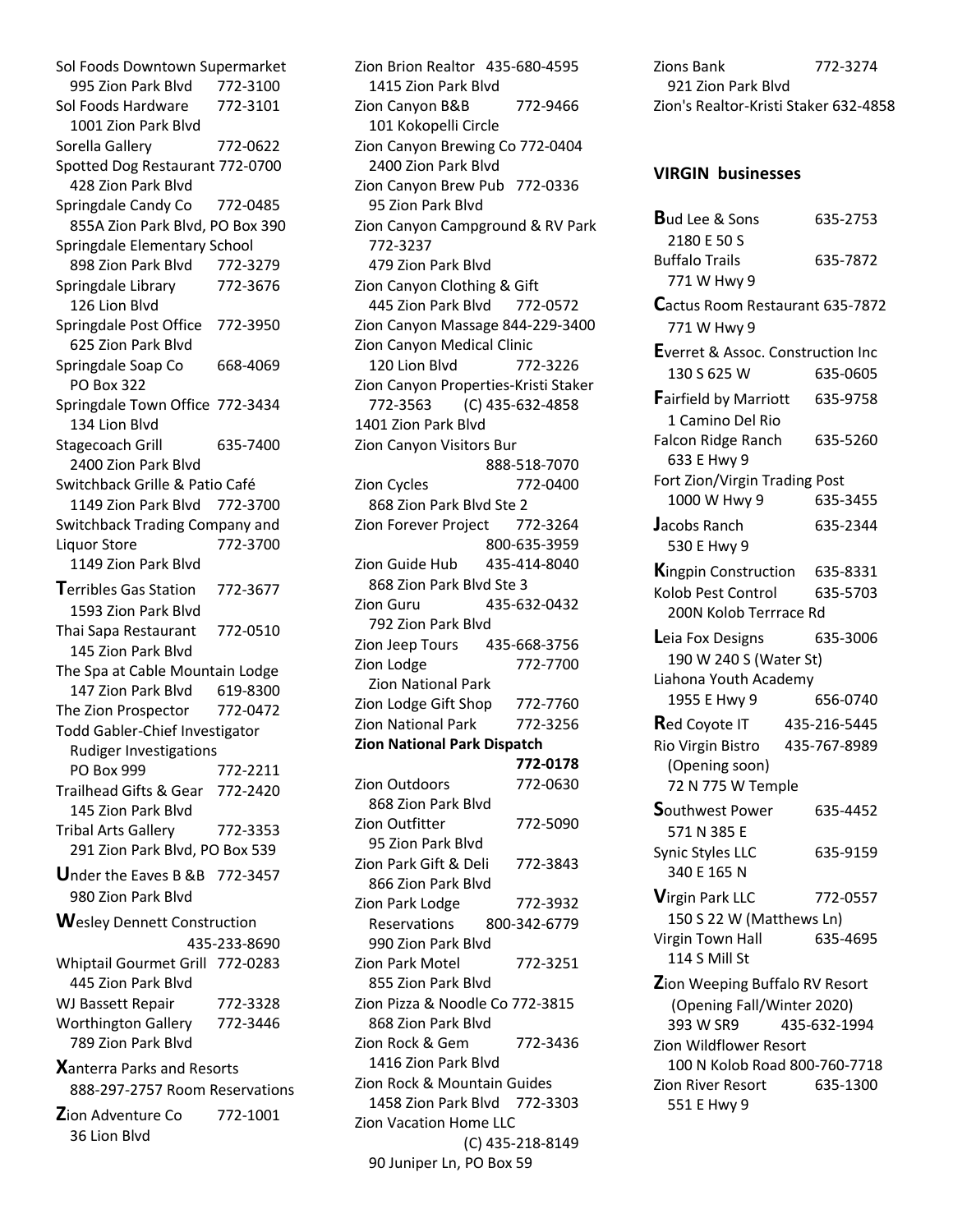Sol Foods Downtown Supermarket
995 Zion Park Blvd 772-3100

Sol Foods Hardware 772-3101
1001 Zion Park Blvd

Sorella Gallery 772-0622

Spotted Dog Restaurant 772-0700
428 Zion Park Blvd

Springdale Candy Co 772-0485
855A Zion Park Blvd, PO Box 390

Springdale Elementary School
898 Zion Park Blvd 772-3279

Springdale Library 772-3676
126 Lion Blvd

Springdale Post Office 772-3950
625 Zion Park Blvd

Springdale Soap Co 668-4069
PO Box 322

Springdale Town Office 772-3434
134 Lion Blvd

Stagecoach Grill 635-7400
2400 Zion Park Blvd

Switchback Grille & Patio Café
1149 Zion Park Blvd 772-3700

Switchback Trading Company and Liquor Store 772-3700
1149 Zion Park Blvd

**T**erribles Gas Station 772-3677
1593 Zion Park Blvd

Thai Sapa Restaurant 772-0510
145 Zion Park Blvd

The Spa at Cable Mountain Lodge
147 Zion Park Blvd 619-8300

The Zion Prospector 772-0472

Todd Gabler-Chief Investigator
Rudiger Investigations
PO Box 999 772-2211

Trailhead Gifts & Gear 772-2420
145 Zion Park Blvd

Tribal Arts Gallery 772-3353
291 Zion Park Blvd, PO Box 539

**U**nder the Eaves B &B 772-3457
980 Zion Park Blvd

**W**esley Dennett Construction
435-233-8690

Whiptail Gourmet Grill 772-0283
445 Zion Park Blvd

WJ Bassett Repair 772-3328

Worthington Gallery 772-3446
789 Zion Park Blvd

**X**anterra Parks and Resorts
888-297-2757 Room Reservations

**Z**ion Adventure Co 772-1001
36 Lion Blvd

Zion Brion Realtor 435-680-4595
1415 Zion Park Blvd

Zion Canyon B&B 772-9466
101 Kokopelli Circle

Zion Canyon Brewing Co 772-0404
2400 Zion Park Blvd

Zion Canyon Brew Pub 772-0336
95 Zion Park Blvd

Zion Canyon Campground & RV Park
772-3237
479 Zion Park Blvd

Zion Canyon Clothing & Gift
445 Zion Park Blvd 772-0572

Zion Canyon Massage 844-229-3400

Zion Canyon Medical Clinic
120 Lion Blvd 772-3226

Zion Canyon Properties-Kristi Staker
772-3563 (C) 435-632-4858
1401 Zion Park Blvd

Zion Canyon Visitors Bur
888-518-7070

Zion Cycles 772-0400
868 Zion Park Blvd Ste 2

Zion Forever Project 772-3264
800-635-3959

Zion Guide Hub 435-414-8040
868 Zion Park Blvd Ste 3

Zion Guru 435-632-0432
792 Zion Park Blvd

Zion Jeep Tours 435-668-3756

Zion Lodge 772-7700
Zion National Park

Zion Lodge Gift Shop 772-7760

Zion National Park 772-3256

**Zion National Park Dispatch**
**772-0178**

Zion Outdoors 772-0630
868 Zion Park Blvd

Zion Outfitter 772-5090
95 Zion Park Blvd

Zion Park Gift & Deli 772-3843
866 Zion Park Blvd

Zion Park Lodge 772-3932
Reservations 800-342-6779
990 Zion Park Blvd

Zion Park Motel 772-3251
855 Zion Park Blvd

Zion Pizza & Noodle Co 772-3815
868 Zion Park Blvd

Zion Rock & Gem 772-3436
1416 Zion Park Blvd

Zion Rock & Mountain Guides
1458 Zion Park Blvd 772-3303

Zion Vacation Home LLC
(C) 435-218-8149
90 Juniper Ln, PO Box 59

Zions Bank 772-3274
921 Zion Park Blvd

Zion's Realtor-Kristi Staker 632-4858

## VIRGIN businesses

**B**ud Lee & Sons 635-2753
2180 E 50 S

Buffalo Trails 635-7872
771 W Hwy 9

**C**actus Room Restaurant 635-7872
771 W Hwy 9

**E**verret & Assoc. Construction Inc
130 S 625 W 635-0605

**F**airfield by Marriott 635-9758
1 Camino Del Rio

Falcon Ridge Ranch 635-5260
633 E Hwy 9

Fort Zion/Virgin Trading Post
1000 W Hwy 9 635-3455

**J**acobs Ranch 635-2344
530 E Hwy 9

**K**ingpin Construction 635-8331

Kolob Pest Control 635-5703
200N Kolob Terrrace Rd

**L**eia Fox Designs 635-3006
190 W 240 S (Water St)

Liahona Youth Academy
1955 E Hwy 9 656-0740

**R**ed Coyote IT 435-216-5445

Rio Virgin Bistro 435-767-8989
(Opening soon)
72 N 775 W Temple

**S**outhwest Power 635-4452
571 N 385 E

Synic Styles LLC 635-9159
340 E 165 N

**V**irgin Park LLC 772-0557
150 S 22 W (Matthews Ln)

Virgin Town Hall 635-4695
114 S Mill St

**Z**ion Weeping Buffalo RV Resort
(Opening Fall/Winter 2020)
393 W SR9 435-632-1994

Zion Wildflower Resort
100 N Kolob Road 800-760-7718

Zion River Resort 635-1300
551 E Hwy 9